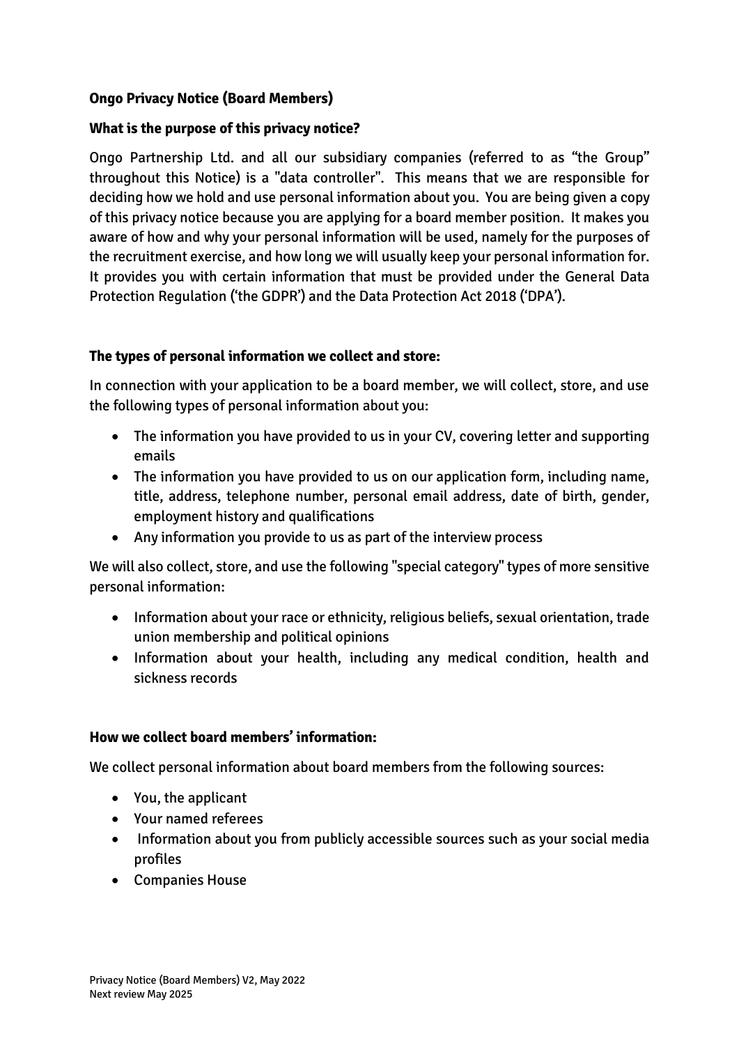**Ongo Privacy Notice (Board Members)**

**What is the purpose of this privacy notice?**

Ongo Partnership Ltd. and all our subsidiary companies (referred to as "the Group" throughout this Notice) is a "data controller". This means that we are responsible for deciding how we hold and use personal information about you. You are being given a copy of this privacy notice because you are applying for a board member position. It makes you aware of how and why your personal information will be used, namely for the purposes of the recruitment exercise, and how long we will usually keep your personal information for. It provides you with certain information that must be provided under the General Data Protection Regulation ('the GDPR') and the Data Protection Act 2018 ('DPA').

**The types of personal information we collect and store:**

In connection with your application to be a board member, we will collect, store, and use the following types of personal information about you:

- The information you have provided to us in your CV, covering letter and supporting emails
- The information you have provided to us on our application form, including name, title, address, telephone number, personal email address, date of birth, gender, employment history and qualifications
- Any information you provide to us as part of the interview process

We will also collect, store, and use the following "special category" types of more sensitive personal information:

- Information about your race or ethnicity, religious beliefs, sexual orientation, trade union membership and political opinions
- Information about your health, including any medical condition, health and sickness records

**How we collect board members' information:**

We collect personal information about board members from the following sources:

- You, the applicant
- Your named referees
- Information about you from publicly accessible sources such as your social media profiles
- Companies House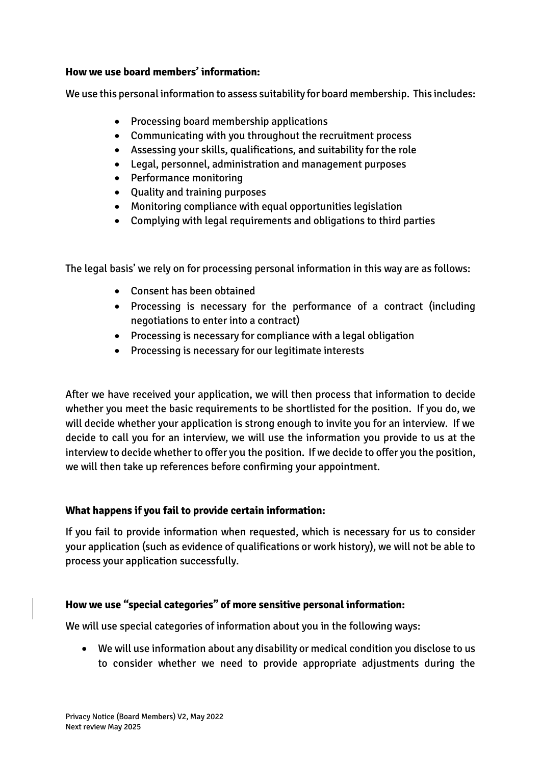**How we use board members' information:**

We use this personal information to assess suitability for board membership. This includes:

- Processing board membership applications
- Communicating with you throughout the recruitment process
- Assessing your skills, qualifications, and suitability for the role
- Legal, personnel, administration and management purposes
- Performance monitoring
- Quality and training purposes
- Monitoring compliance with equal opportunities legislation
- Complying with legal requirements and obligations to third parties

The legal basis' we rely on for processing personal information in this way are as follows:

- Consent has been obtained
- Processing is necessary for the performance of a contract (including negotiations to enter into a contract)
- Processing is necessary for compliance with a legal obligation
- Processing is necessary for our legitimate interests

After we have received your application, we will then process that information to decide whether you meet the basic requirements to be shortlisted for the position. If you do, we will decide whether your application is strong enough to invite you for an interview. If we decide to call you for an interview, we will use the information you provide to us at the interview to decide whether to offer you the position. If we decide to offer you the position, we will then take up references before confirming your appointment.

**What happens if you fail to provide certain information:**

If you fail to provide information when requested, which is necessary for us to consider your application (such as evidence of qualifications or work history), we will not be able to process your application successfully.

**How we use "special categories" of more sensitive personal information:**

We will use special categories of information about you in the following ways:

- We will use information about any disability or medical condition you disclose to us to consider whether we need to provide appropriate adjustments during the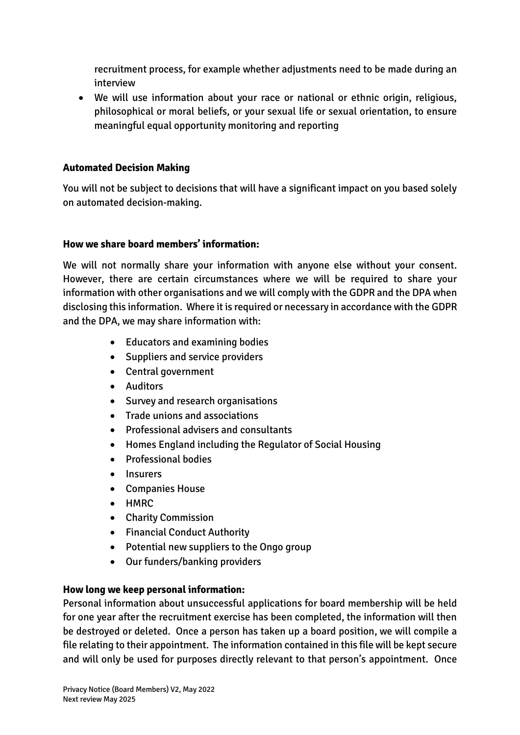recruitment process, for example whether adjustments need to be made during an interview

- We will use information about your race or national or ethnic origin, religious, philosophical or moral beliefs, or your sexual life or sexual orientation, to ensure meaningful equal opportunity monitoring and reporting

**Automated Decision Making**

You will not be subject to decisions that will have a significant impact on you based solely on automated decision-making.

**How we share board members' information:**

We will not normally share your information with anyone else without your consent. However, there are certain circumstances where we will be required to share your information with other organisations and we will comply with the GDPR and the DPA when disclosing this information. Where it is required or necessary in accordance with the GDPR and the DPA, we may share information with:

- Educators and examining bodies
- Suppliers and service providers
- Central government
- Auditors
- Survey and research organisations
- Trade unions and associations
- Professional advisers and consultants
- Homes England including the Regulator of Social Housing
- Professional bodies
- Insurers
- Companies House
- HMRC
- Charity Commission
- Financial Conduct Authority
- Potential new suppliers to the Ongo group
- Our funders/banking providers

**How long we keep personal information:**

Personal information about unsuccessful applications for board membership will be held for one year after the recruitment exercise has been completed, the information will then be destroyed or deleted. Once a person has taken up a board position, we will compile a file relating to their appointment. The information contained in this file will be kept secure and will only be used for purposes directly relevant to that person's appointment. Once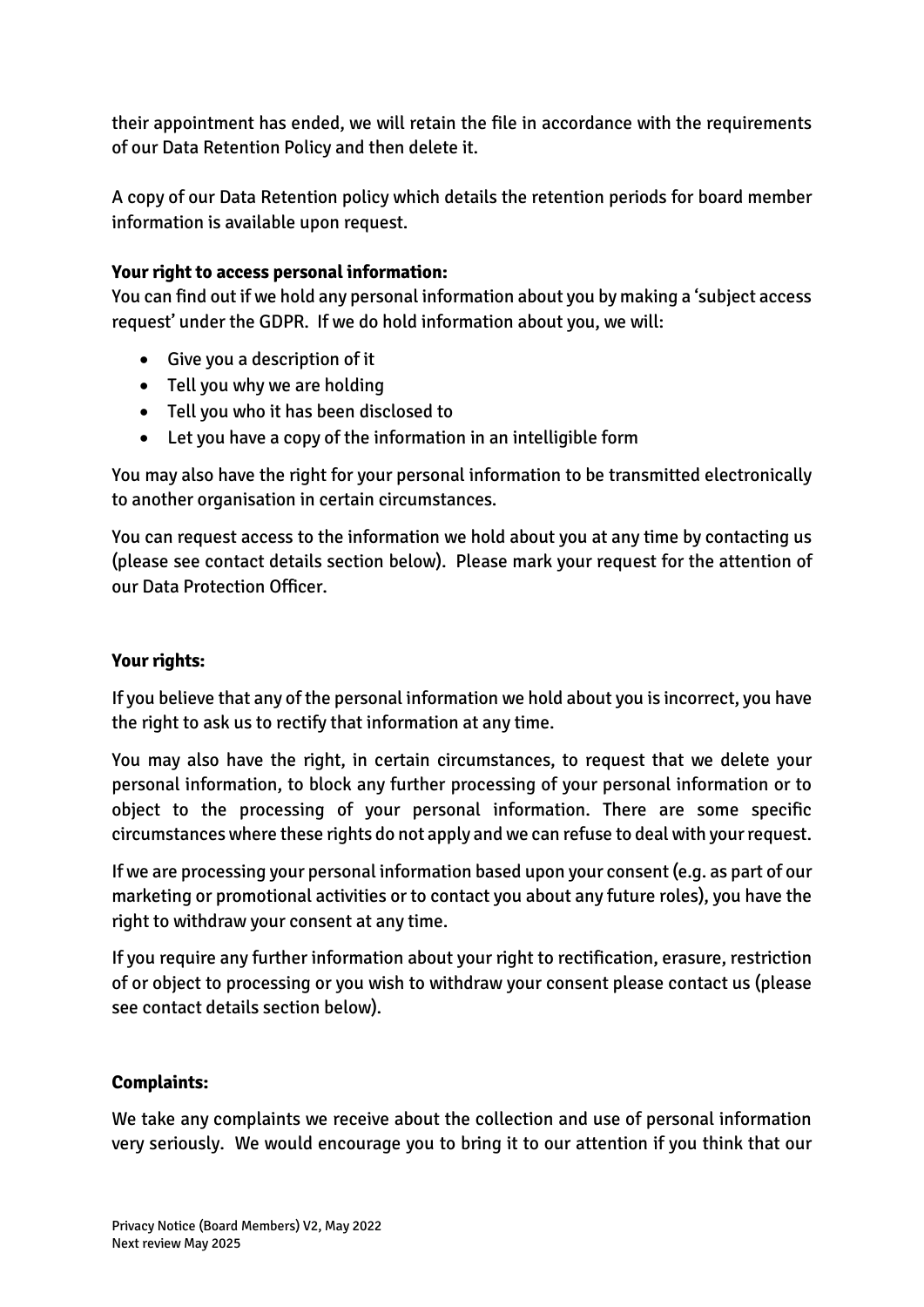their appointment has ended, we will retain the file in accordance with the requirements of our Data Retention Policy and then delete it.

A copy of our Data Retention policy which details the retention periods for board member information is available upon request.

**Your right to access personal information:**
You can find out if we hold any personal information about you by making a 'subject access request' under the GDPR. If we do hold information about you, we will:

- Give you a description of it
- Tell you why we are holding
- Tell you who it has been disclosed to
- Let you have a copy of the information in an intelligible form

You may also have the right for your personal information to be transmitted electronically to another organisation in certain circumstances.

You can request access to the information we hold about you at any time by contacting us (please see contact details section below). Please mark your request for the attention of our Data Protection Officer.

**Your rights:**

If you believe that any of the personal information we hold about you is incorrect, you have the right to ask us to rectify that information at any time.

You may also have the right, in certain circumstances, to request that we delete your personal information, to block any further processing of your personal information or to object to the processing of your personal information. There are some specific circumstances where these rights do not apply and we can refuse to deal with your request.

If we are processing your personal information based upon your consent (e.g. as part of our marketing or promotional activities or to contact you about any future roles), you have the right to withdraw your consent at any time.

If you require any further information about your right to rectification, erasure, restriction of or object to processing or you wish to withdraw your consent please contact us (please see contact details section below).

**Complaints:**

We take any complaints we receive about the collection and use of personal information very seriously. We would encourage you to bring it to our attention if you think that our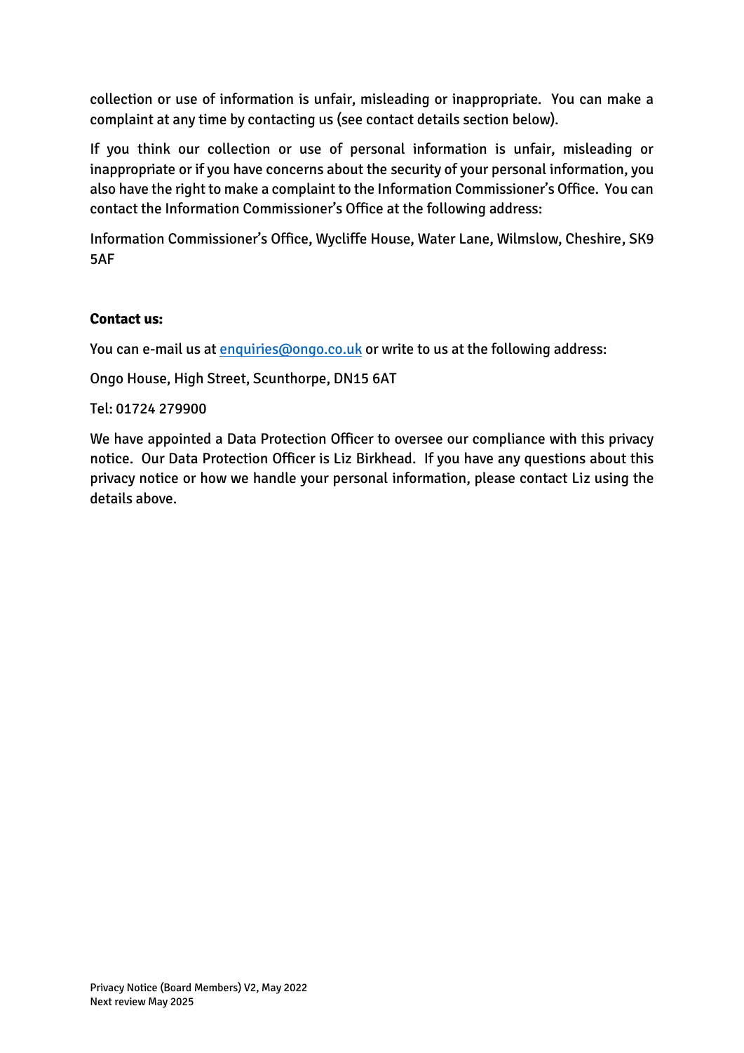collection or use of information is unfair, misleading or inappropriate. You can make a complaint at any time by contacting us (see contact details section below).

If you think our collection or use of personal information is unfair, misleading or inappropriate or if you have concerns about the security of your personal information, you also have the right to make a complaint to the Information Commissioner's Office. You can contact the Information Commissioner's Office at the following address:

Information Commissioner's Office, Wycliffe House, Water Lane, Wilmslow, Cheshire, SK9 5AF

**Contact us:**

You can e-mail us at enquiries@ongo.co.uk or write to us at the following address:

Ongo House, High Street, Scunthorpe, DN15 6AT

Tel: 01724 279900

We have appointed a Data Protection Officer to oversee our compliance with this privacy notice. Our Data Protection Officer is Liz Birkhead. If you have any questions about this privacy notice or how we handle your personal information, please contact Liz using the details above.

Privacy Notice (Board Members) V2, May 2022
Next review May 2025